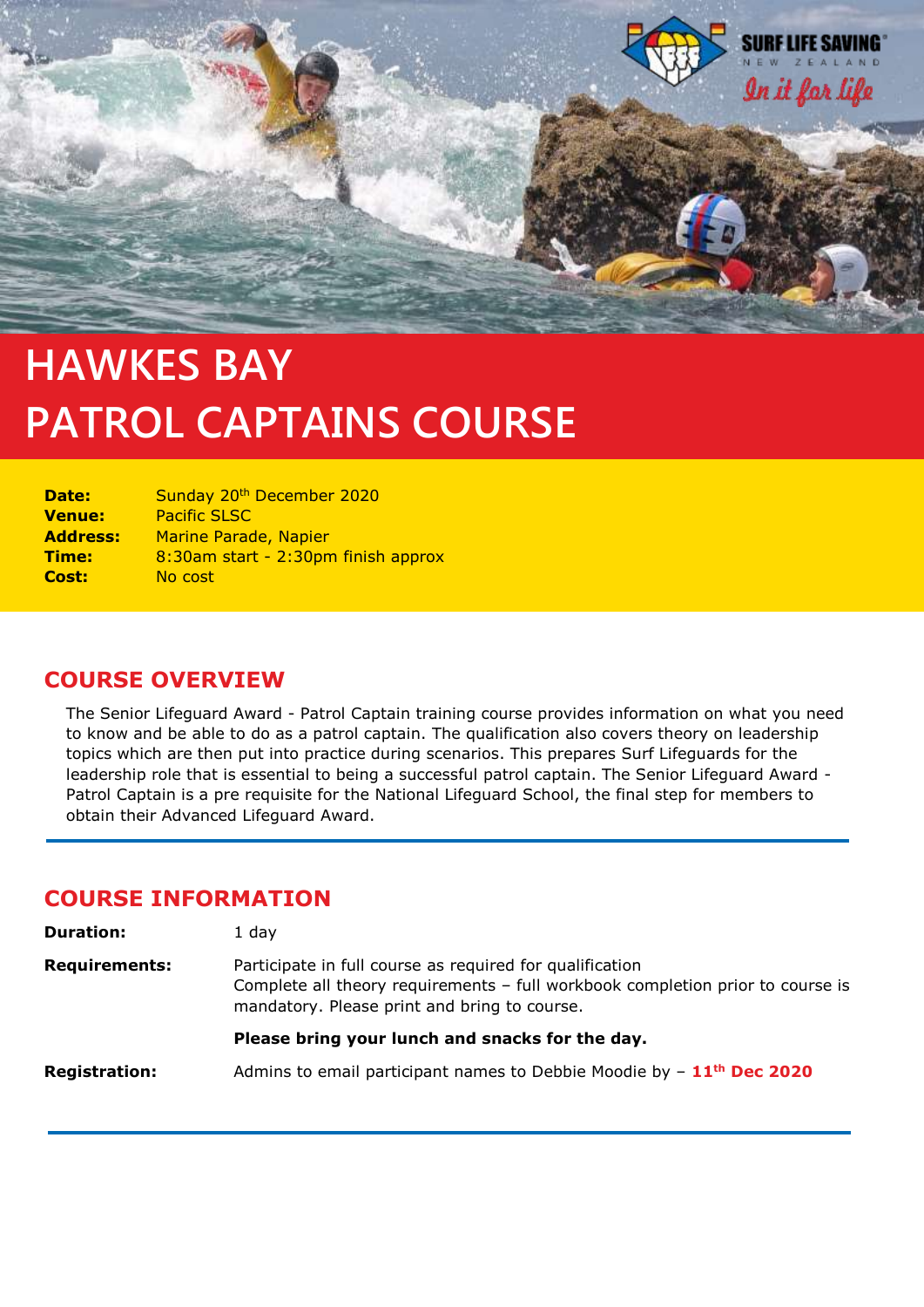# HAWKES BAY PATROL CAPTAINS COURSE

| | |
|---|---|
| **Date:** | Sunday 20th December 2020 |
| **Venue:** | Pacific SLSC |
| **Address:** | Marine Parade, Napier |
| **Time:** | 8:30am start - 2:30pm finish approx |
| **Cost:** | No cost |

## COURSE OVERVIEW

The Senior Lifeguard Award - Patrol Captain training course provides information on what you need to know and be able to do as a patrol captain. The qualification also covers theory on leadership topics which are then put into practice during scenarios. This prepares Surf Lifeguards for the leadership role that is essential to being a successful patrol captain. The Senior Lifeguard Award - Patrol Captain is a pre requisite for the National Lifeguard School, the final step for members to obtain their Advanced Lifeguard Award.

## COURSE INFORMATION

| | |
|---|---|
| **Duration:** | 1 day |
| **Requirements:** | Participate in full course as required for qualification<br>Complete all theory requirements – full workbook completion prior to course is mandatory. Please print and bring to course. |
| | **Please bring your lunch and snacks for the day.** |
| **Registration:** | Admins to email participant names to Debbie Moodie by – **11th Dec 2020** |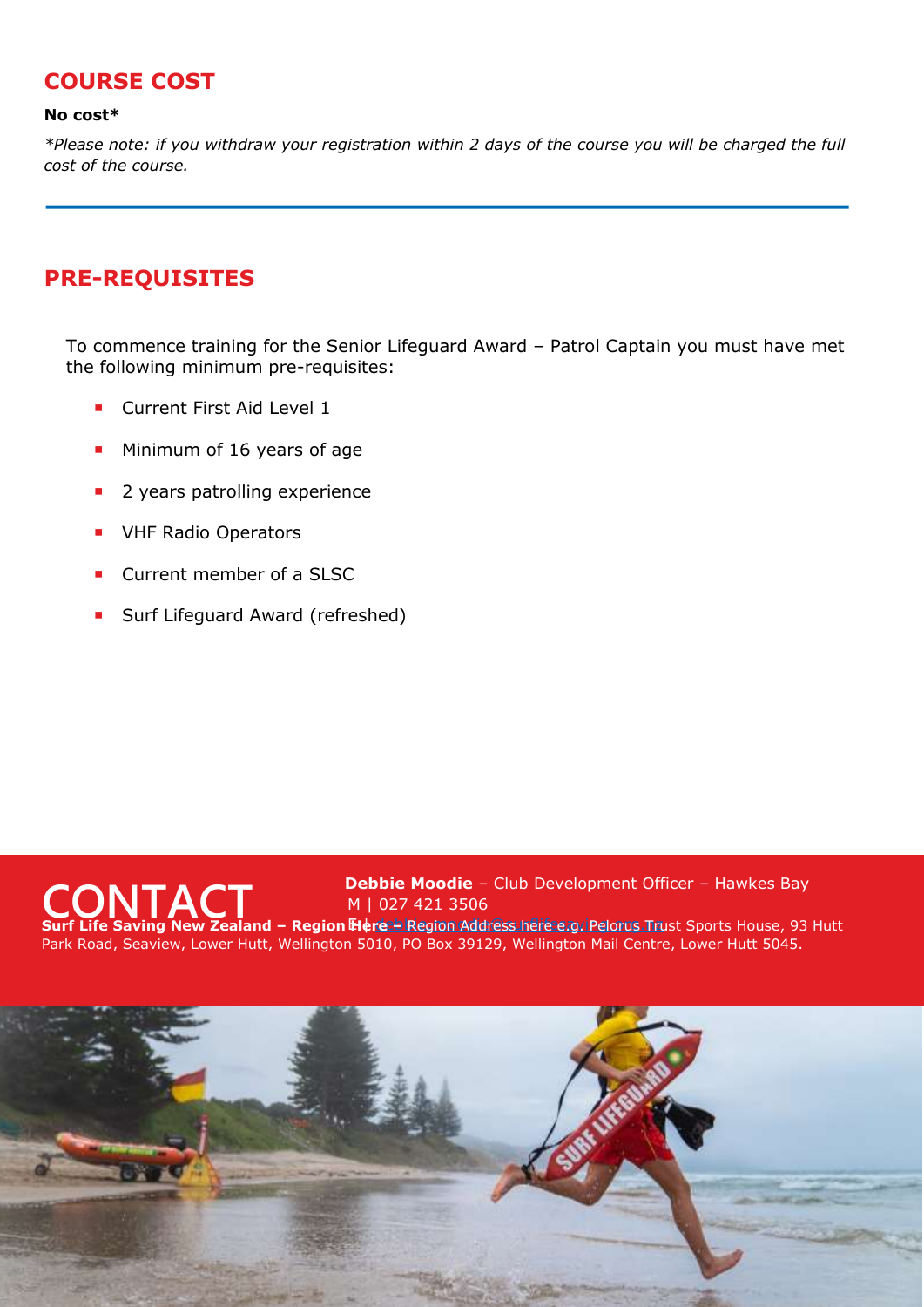## COURSE COST

**No cost***

*\*Please note: if you withdraw your registration within 2 days of the course you will be charged the full cost of the course.*

## PRE-REQUISITES

To commence training for the Senior Lifeguard Award – Patrol Captain you must have met the following minimum pre-requisites:

- Current First Aid Level 1
- Minimum of 16 years of age
- 2 years patrolling experience
- VHF Radio Operators
- Current member of a SLSC
- Surf Lifeguard Award (refreshed)

# CONTACT

**Debbie Moodie** – Club Development Officer – Hawkes Bay
M | 027 421 3506
E |

**Surf Life Saving New Zealand – Region Here** – Region Address here e.g. Pelorus Trust Sports House, 93 Hutt Park Road, Seaview, Lower Hutt, Wellington 5010, PO Box 39129, Wellington Mail Centre, Lower Hutt 5045.